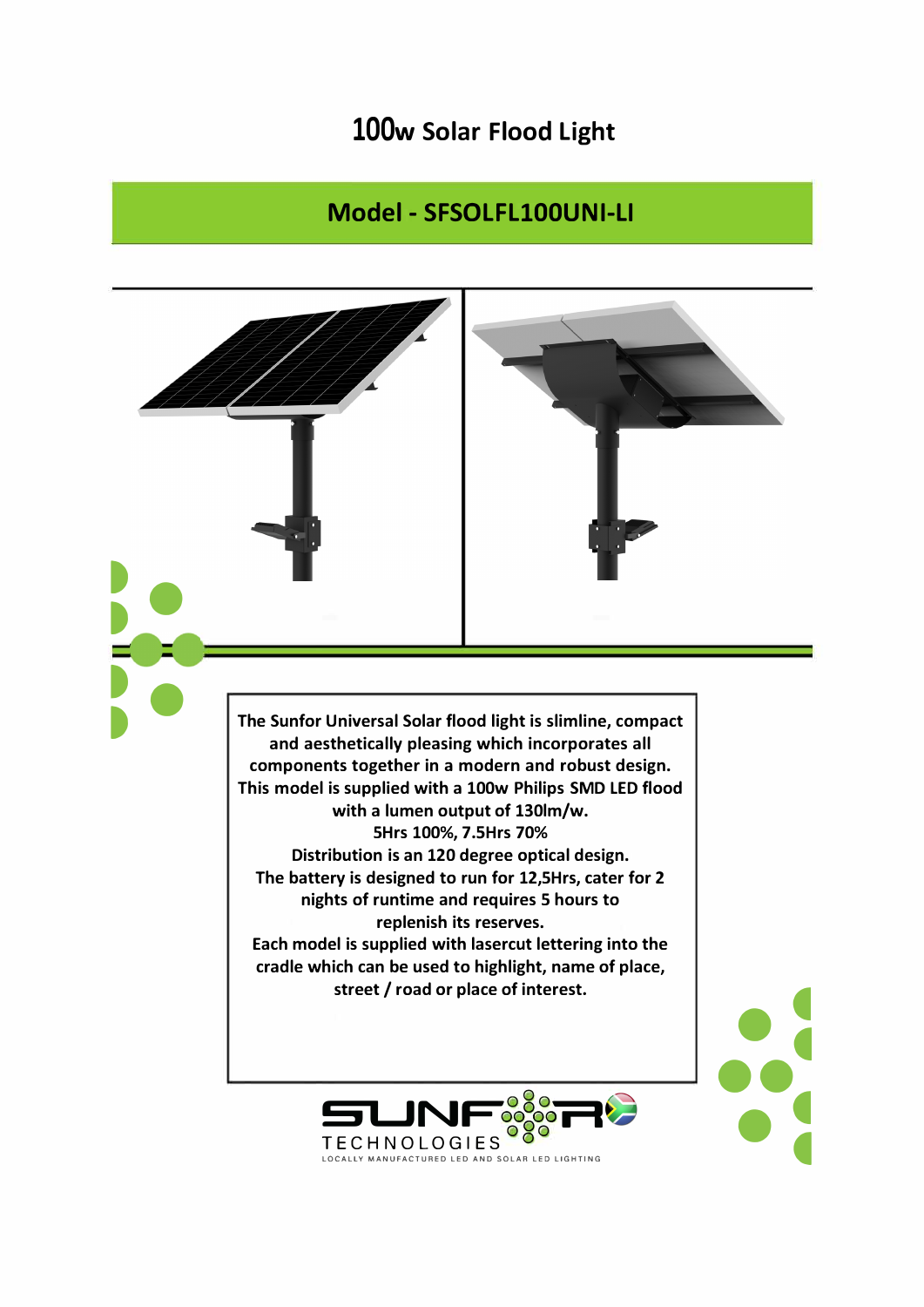# 100w Solar Flood Light

## Model - SFSOLFL100UNI-LI

**The Sunfor Universal Solar flood light is slimline, compact and aesthetically pleasing which incorporates all components together in a modern and robust design.**
**This model is supplied with a 100w Philips SMD LED flood with a lumen output of 130lm/w.**
**5Hrs 100%, 7.5Hrs 70%**
**Distribution is an 120 degree optical design.**
**The battery is designed to run for 12,5Hrs, cater for 2 nights of runtime and requires 5 hours to replenish its reserves.**
**Each model is supplied with lasercut lettering into the cradle which can be used to highlight, name of place, street / road or place of interest.**

SUNFOR TECHNOLOGIES
LOCALLY MANUFACTURED LED AND SOLAR LED LIGHTING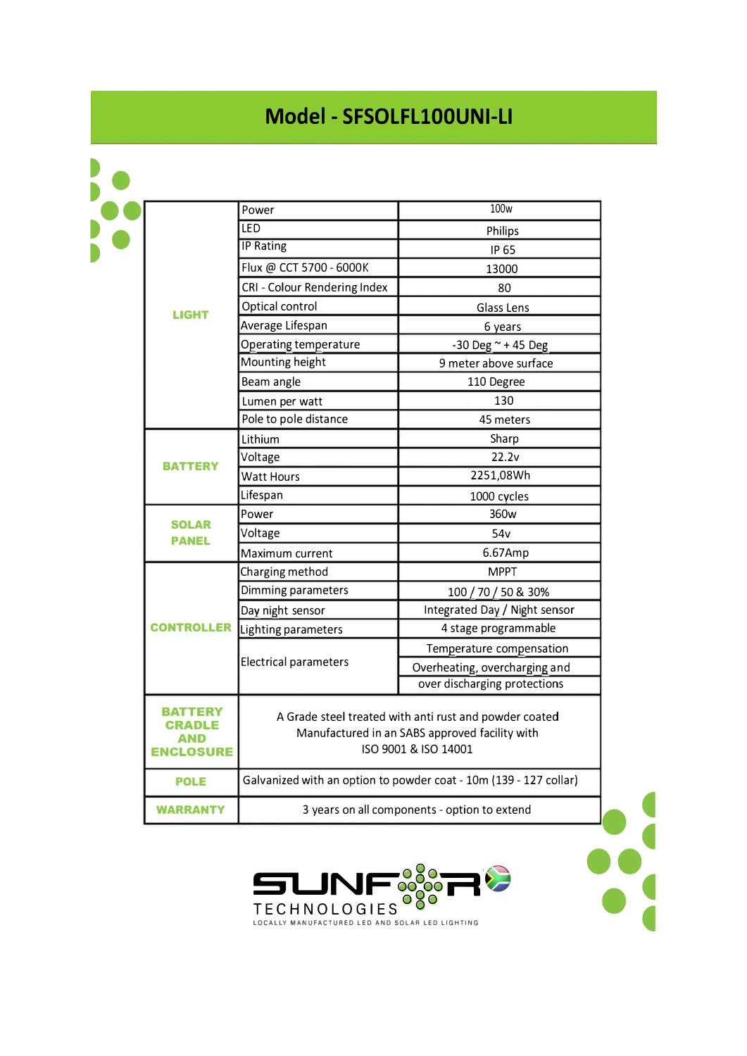# Model - SFSOLFL100UNI-LI

| | | |
|---|---|---|
| LIGHT | Power | 100w |
| | LED | Philips |
| | IP Rating | IP 65 |
| | Flux @ CCT 5700 - 6000K | 13000 |
| | CRI - Colour Rendering Index | 80 |
| | Optical control | Glass Lens |
| | Average Lifespan | 6 years |
| | Operating temperature | -30 Deg ~ + 45 Deg |
| | Mounting height | 9 meter above surface |
| | Beam angle | 110 Degree |
| | Lumen per watt | 130 |
| | Pole to pole distance | 45 meters |
| BATTERY | Lithium | Sharp |
| | Voltage | 22.2v |
| | Watt Hours | 2251,08Wh |
| | Lifespan | 1000 cycles |
| SOLAR PANEL | Power | 360w |
| | Voltage | 54v |
| | Maximum current | 6.67Amp |
| CONTROLLER | Charging method | MPPT |
| | Dimming parameters | 100 / 70 / 50 & 30% |
| | Day night sensor | Integrated Day / Night sensor |
| | Lighting parameters | 4 stage programmable |
| | Electrical parameters | Temperature compensation |
| | | Overheating, overcharging and over discharging protections |
| BATTERY CRADLE AND ENCLOSURE | A Grade steel treated with anti rust and powder coated Manufactured in an SABS approved facility with ISO 9001 & ISO 14001 | |
| POLE | Galvanized with an option to powder coat - 10m (139 - 127 collar) | |
| WARRANTY | 3 years on all components - option to extend | |

SUNFOR TECHNOLOGIES

LOCALLY MANUFACTURED LED AND SOLAR LED LIGHTING